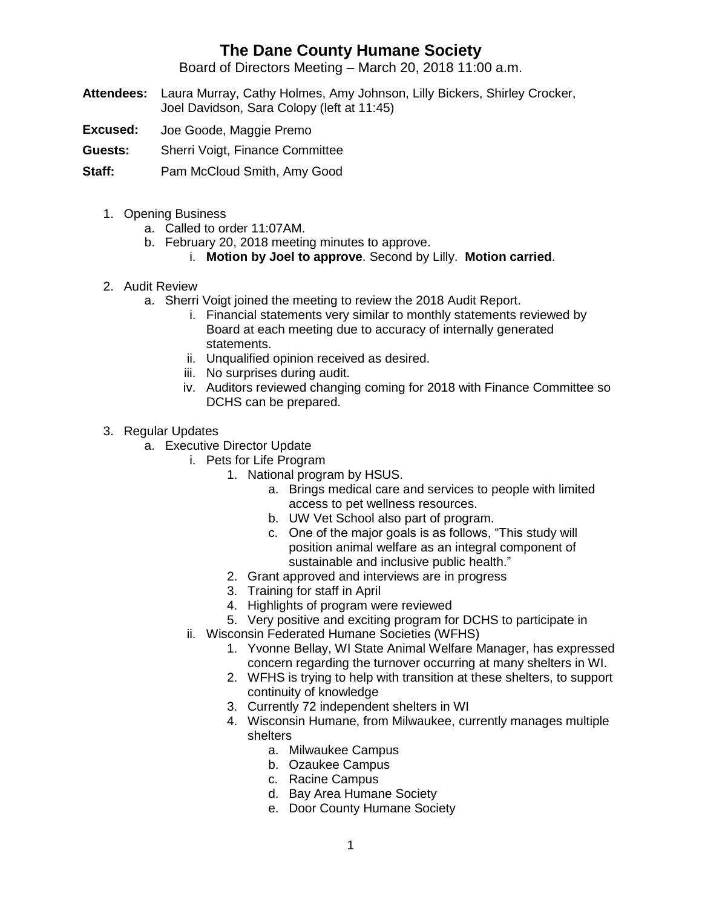# The Dane County Humane Society

Board of Directors Meeting – March 20, 2018 11:00 a.m.

**Attendees:** Laura Murray, Cathy Holmes, Amy Johnson, Lilly Bickers, Shirley Crocker, Joel Davidson, Sara Colopy (left at 11:45)

**Excused:** Joe Goode, Maggie Premo

**Guests:** Sherri Voigt, Finance Committee

**Staff:** Pam McCloud Smith, Amy Good

1. Opening Business
    a. Called to order 11:07AM.
    b. February 20, 2018 meeting minutes to approve.
        i. **Motion by Joel to approve**. Second by Lilly. **Motion carried**.

2. Audit Review
    a. Sherri Voigt joined the meeting to review the 2018 Audit Report.
        i. Financial statements very similar to monthly statements reviewed by Board at each meeting due to accuracy of internally generated statements.
        ii. Unqualified opinion received as desired.
        iii. No surprises during audit.
        iv. Auditors reviewed changing coming for 2018 with Finance Committee so DCHS can be prepared.

3. Regular Updates
    a. Executive Director Update
        i. Pets for Life Program
            1. National program by HSUS.
                a. Brings medical care and services to people with limited access to pet wellness resources.
                b. UW Vet School also part of program.
                c. One of the major goals is as follows, "This study will position animal welfare as an integral component of sustainable and inclusive public health."
            2. Grant approved and interviews are in progress
            3. Training for staff in April
            4. Highlights of program were reviewed
            5. Very positive and exciting program for DCHS to participate in
        ii. Wisconsin Federated Humane Societies (WFHS)
            1. Yvonne Bellay, WI State Animal Welfare Manager, has expressed concern regarding the turnover occurring at many shelters in WI.
            2. WFHS is trying to help with transition at these shelters, to support continuity of knowledge
            3. Currently 72 independent shelters in WI
            4. Wisconsin Humane, from Milwaukee, currently manages multiple shelters
                a. Milwaukee Campus
                b. Ozaukee Campus
                c. Racine Campus
                d. Bay Area Humane Society
                e. Door County Humane Society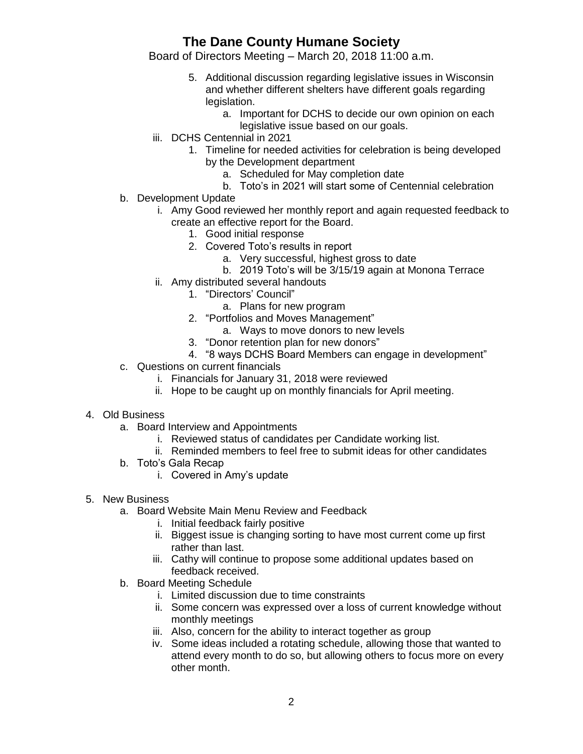# The Dane County Humane Society

Board of Directors Meeting – March 20, 2018 11:00 a.m.

5. Additional discussion regarding legislative issues in Wisconsin and whether different shelters have different goals regarding legislation.
    a. Important for DCHS to decide our own opinion on each legislative issue based on our goals.

iii. DCHS Centennial in 2021
1. Timeline for needed activities for celebration is being developed by the Development department
    a. Scheduled for May completion date
    b. Toto's in 2021 will start some of Centennial celebration

b. Development Update
i. Amy Good reviewed her monthly report and again requested feedback to create an effective report for the Board.
1. Good initial response
2. Covered Toto's results in report
    a. Very successful, highest gross to date
    b. 2019 Toto's will be 3/15/19 again at Monona Terrace

ii. Amy distributed several handouts
1. "Directors' Council"
    a. Plans for new program
2. "Portfolios and Moves Management"
    a. Ways to move donors to new levels
3. "Donor retention plan for new donors"
4. "8 ways DCHS Board Members can engage in development"

c. Questions on current financials
i. Financials for January 31, 2018 were reviewed
ii. Hope to be caught up on monthly financials for April meeting.

4. Old Business
    a. Board Interview and Appointments
        i. Reviewed status of candidates per Candidate working list.
        ii. Reminded members to feel free to submit ideas for other candidates
    b. Toto's Gala Recap
        i. Covered in Amy's update

5. New Business
    a. Board Website Main Menu Review and Feedback
        i. Initial feedback fairly positive
        ii. Biggest issue is changing sorting to have most current come up first rather than last.
        iii. Cathy will continue to propose some additional updates based on feedback received.
    b. Board Meeting Schedule
        i. Limited discussion due to time constraints
        ii. Some concern was expressed over a loss of current knowledge without monthly meetings
        iii. Also, concern for the ability to interact together as group
        iv. Some ideas included a rotating schedule, allowing those that wanted to attend every month to do so, but allowing others to focus more on every other month.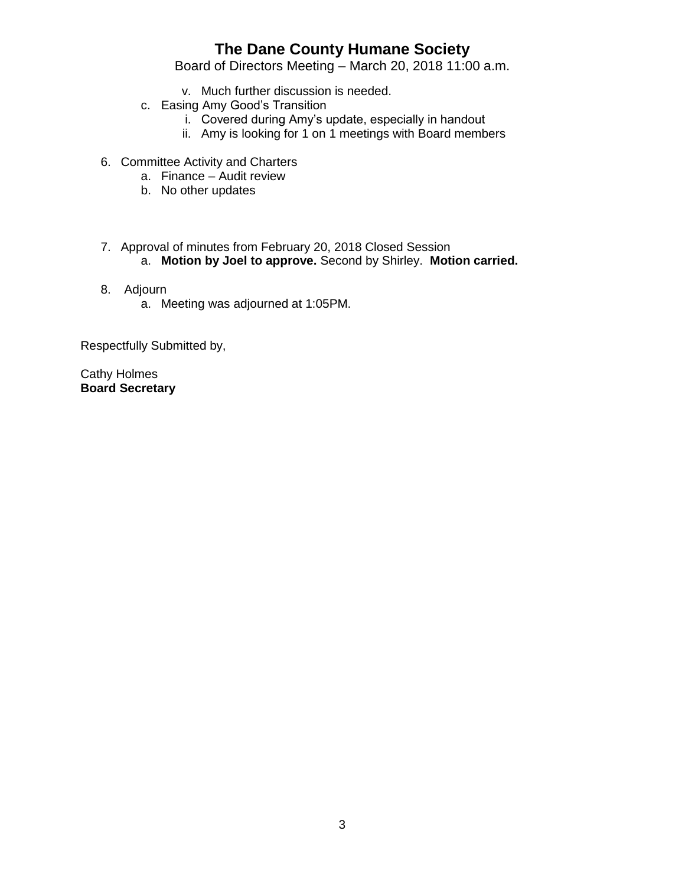v. Much further discussion is needed.

c. Easing Amy Good's Transition
   i. Covered during Amy's update, especially in handout
   ii. Amy is looking for 1 on 1 meetings with Board members

6. Committee Activity and Charters
   a. Finance – Audit review
   b. No other updates

7. Approval of minutes from February 20, 2018 Closed Session
   a. **Motion by Joel to approve.** Second by Shirley. **Motion carried.**

8. Adjourn
   a. Meeting was adjourned at 1:05PM.

Respectfully Submitted by,

Cathy Holmes
**Board Secretary**